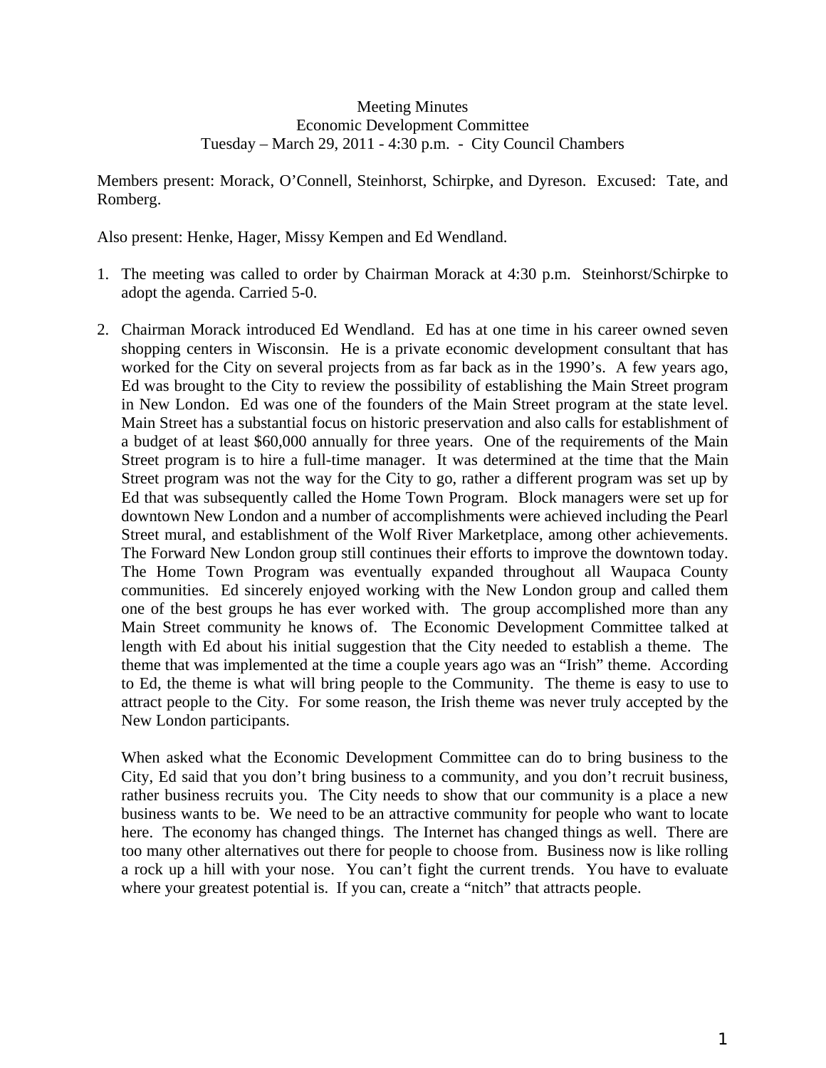Meeting Minutes
Economic Development Committee
Tuesday – March 29, 2011 - 4:30 p.m. - City Council Chambers

Members present: Morack, O'Connell, Steinhorst, Schirpke, and Dyreson. Excused: Tate, and Romberg.

Also present: Henke, Hager, Missy Kempen and Ed Wendland.

1. The meeting was called to order by Chairman Morack at 4:30 p.m. Steinhorst/Schirpke to adopt the agenda. Carried 5-0.

2. Chairman Morack introduced Ed Wendland. Ed has at one time in his career owned seven shopping centers in Wisconsin. He is a private economic development consultant that has worked for the City on several projects from as far back as in the 1990's. A few years ago, Ed was brought to the City to review the possibility of establishing the Main Street program in New London. Ed was one of the founders of the Main Street program at the state level. Main Street has a substantial focus on historic preservation and also calls for establishment of a budget of at least $60,000 annually for three years. One of the requirements of the Main Street program is to hire a full-time manager. It was determined at the time that the Main Street program was not the way for the City to go, rather a different program was set up by Ed that was subsequently called the Home Town Program. Block managers were set up for downtown New London and a number of accomplishments were achieved including the Pearl Street mural, and establishment of the Wolf River Marketplace, among other achievements. The Forward New London group still continues their efforts to improve the downtown today. The Home Town Program was eventually expanded throughout all Waupaca County communities. Ed sincerely enjoyed working with the New London group and called them one of the best groups he has ever worked with. The group accomplished more than any Main Street community he knows of. The Economic Development Committee talked at length with Ed about his initial suggestion that the City needed to establish a theme. The theme that was implemented at the time a couple years ago was an "Irish" theme. According to Ed, the theme is what will bring people to the Community. The theme is easy to use to attract people to the City. For some reason, the Irish theme was never truly accepted by the New London participants.

   When asked what the Economic Development Committee can do to bring business to the City, Ed said that you don't bring business to a community, and you don't recruit business, rather business recruits you. The City needs to show that our community is a place a new business wants to be. We need to be an attractive community for people who want to locate here. The economy has changed things. The Internet has changed things as well. There are too many other alternatives out there for people to choose from. Business now is like rolling a rock up a hill with your nose. You can't fight the current trends. You have to evaluate where your greatest potential is. If you can, create a "nitch" that attracts people.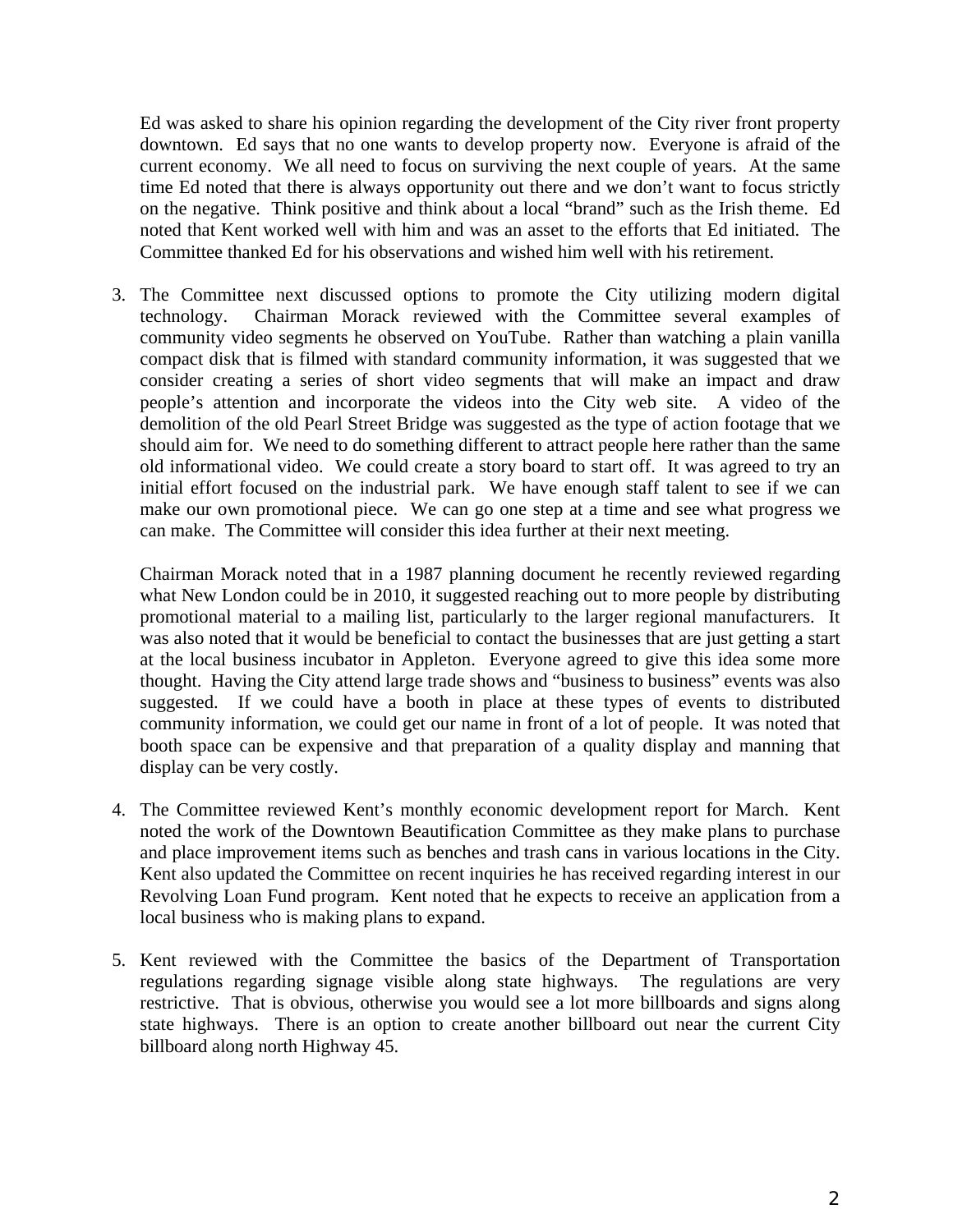Ed was asked to share his opinion regarding the development of the City river front property downtown. Ed says that no one wants to develop property now. Everyone is afraid of the current economy. We all need to focus on surviving the next couple of years. At the same time Ed noted that there is always opportunity out there and we don't want to focus strictly on the negative. Think positive and think about a local "brand" such as the Irish theme. Ed noted that Kent worked well with him and was an asset to the efforts that Ed initiated. The Committee thanked Ed for his observations and wished him well with his retirement.

3. The Committee next discussed options to promote the City utilizing modern digital technology. Chairman Morack reviewed with the Committee several examples of community video segments he observed on YouTube. Rather than watching a plain vanilla compact disk that is filmed with standard community information, it was suggested that we consider creating a series of short video segments that will make an impact and draw people's attention and incorporate the videos into the City web site. A video of the demolition of the old Pearl Street Bridge was suggested as the type of action footage that we should aim for. We need to do something different to attract people here rather than the same old informational video. We could create a story board to start off. It was agreed to try an initial effort focused on the industrial park. We have enough staff talent to see if we can make our own promotional piece. We can go one step at a time and see what progress we can make. The Committee will consider this idea further at their next meeting.

   Chairman Morack noted that in a 1987 planning document he recently reviewed regarding what New London could be in 2010, it suggested reaching out to more people by distributing promotional material to a mailing list, particularly to the larger regional manufacturers. It was also noted that it would be beneficial to contact the businesses that are just getting a start at the local business incubator in Appleton. Everyone agreed to give this idea some more thought. Having the City attend large trade shows and "business to business" events was also suggested. If we could have a booth in place at these types of events to distributed community information, we could get our name in front of a lot of people. It was noted that booth space can be expensive and that preparation of a quality display and manning that display can be very costly.

4. The Committee reviewed Kent's monthly economic development report for March. Kent noted the work of the Downtown Beautification Committee as they make plans to purchase and place improvement items such as benches and trash cans in various locations in the City. Kent also updated the Committee on recent inquiries he has received regarding interest in our Revolving Loan Fund program. Kent noted that he expects to receive an application from a local business who is making plans to expand.

5. Kent reviewed with the Committee the basics of the Department of Transportation regulations regarding signage visible along state highways. The regulations are very restrictive. That is obvious, otherwise you would see a lot more billboards and signs along state highways. There is an option to create another billboard out near the current City billboard along north Highway 45.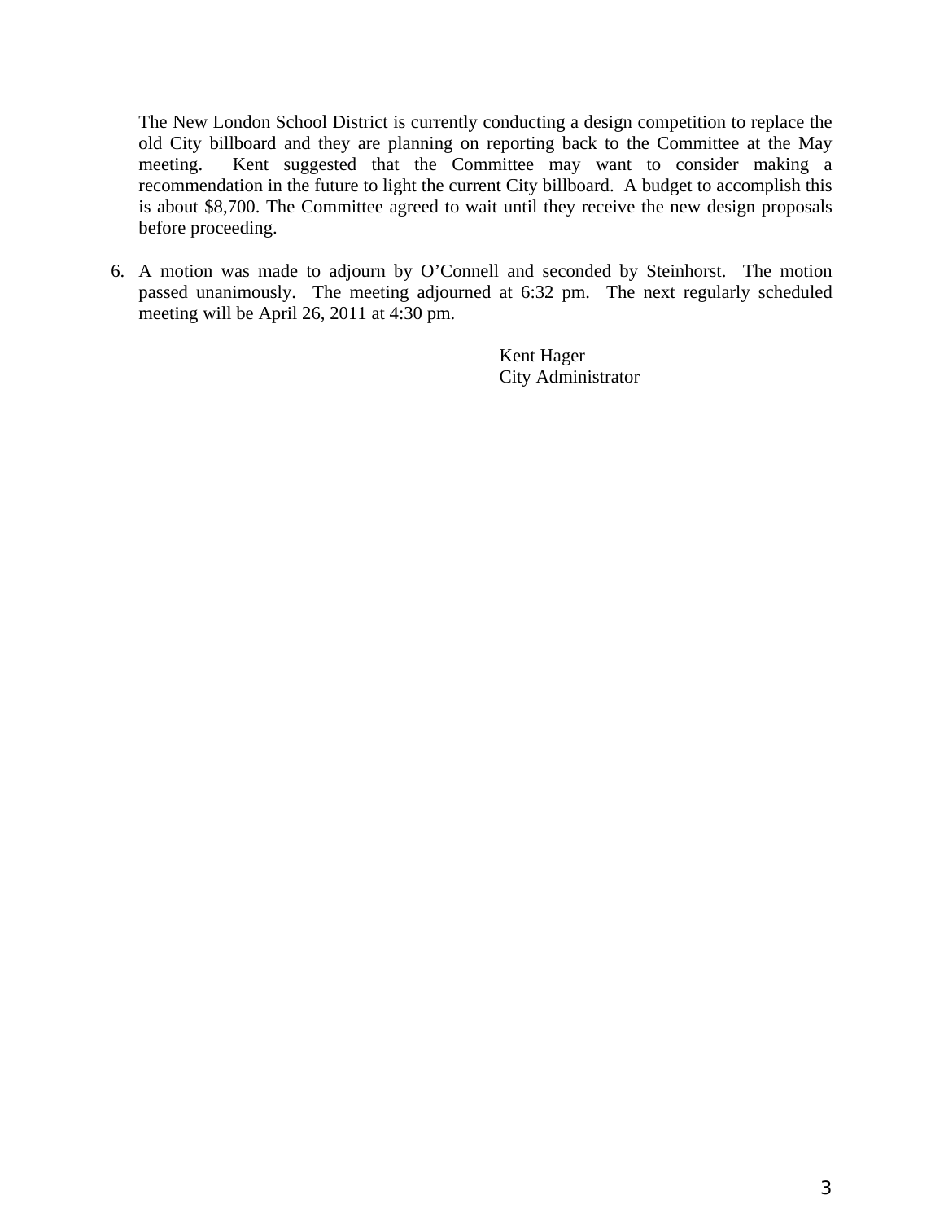The New London School District is currently conducting a design competition to replace the old City billboard and they are planning on reporting back to the Committee at the May meeting. Kent suggested that the Committee may want to consider making a recommendation in the future to light the current City billboard. A budget to accomplish this is about $8,700. The Committee agreed to wait until they receive the new design proposals before proceeding.

6. A motion was made to adjourn by O'Connell and seconded by Steinhorst. The motion passed unanimously. The meeting adjourned at 6:32 pm. The next regularly scheduled meeting will be April 26, 2011 at 4:30 pm.

Kent Hager
City Administrator